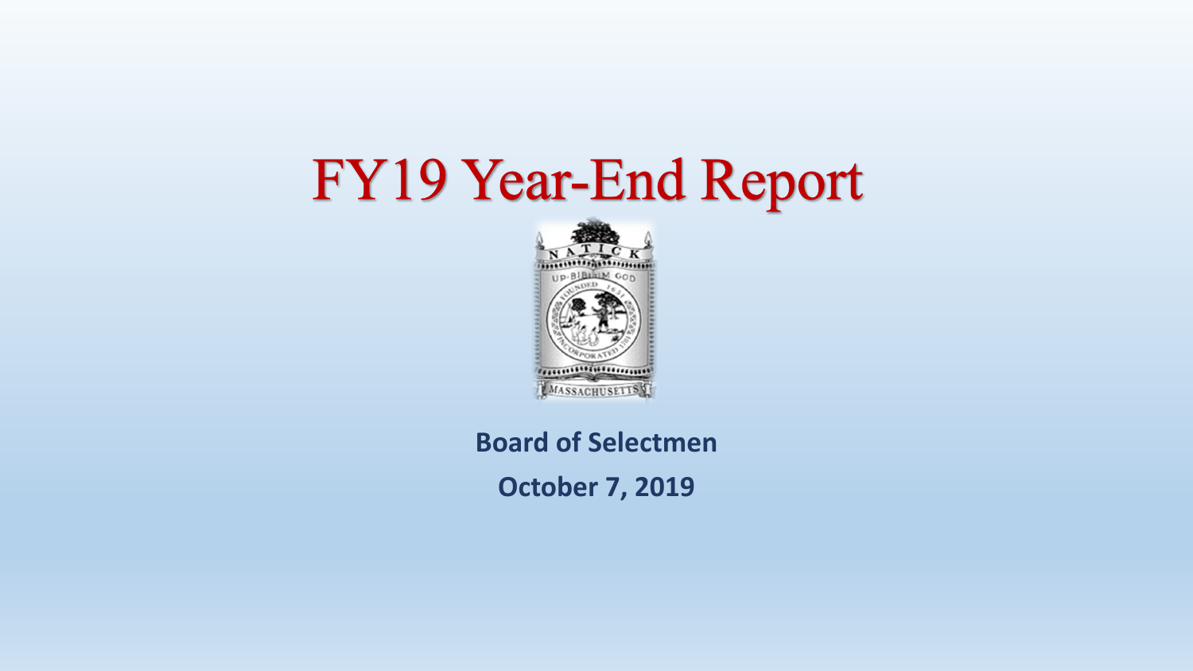# FY19 Year-End Report

**Board of Selectmen**

**October 7, 2019**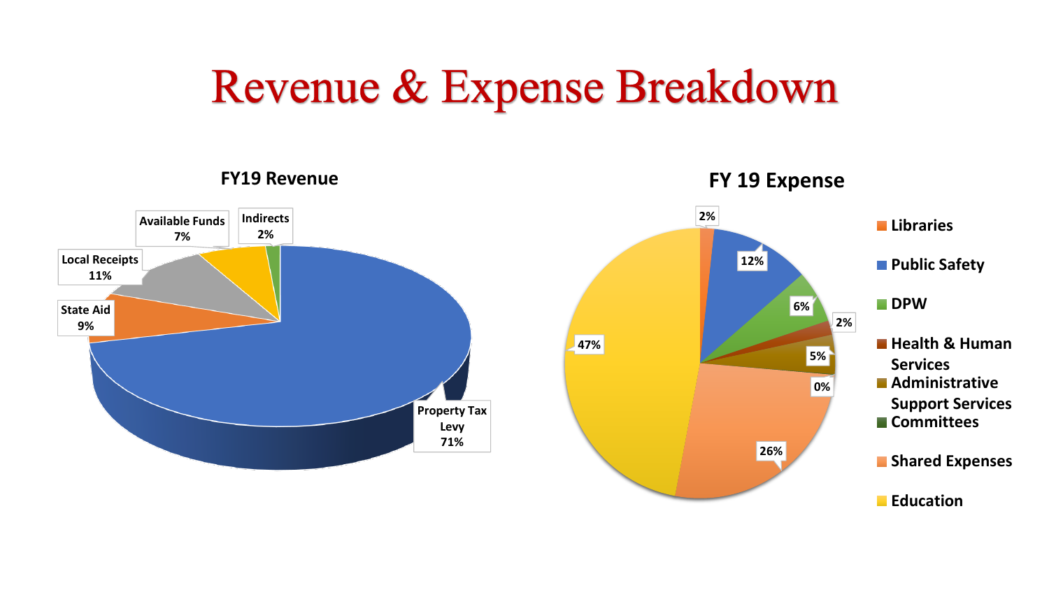# Revenue & Expense Breakdown

## FY19 Revenue

| Category | Percentage |
| --- | --- |
| Property Tax Levy | 71% |
| State Aid | 9% |
| Local Receipts | 11% |
| Available Funds | 7% |
| Indirects | 2% |

## FY 19 Expense

| Category | Percentage |
| --- | --- |
| Libraries | 2% |
| Public Safety | 12% |
| DPW | 6% |
| Health & Human Services | 2% |
| Administrative Support Services | 5% |
| Committees | 0% |
| Shared Expenses | 26% |
| Education | 47% |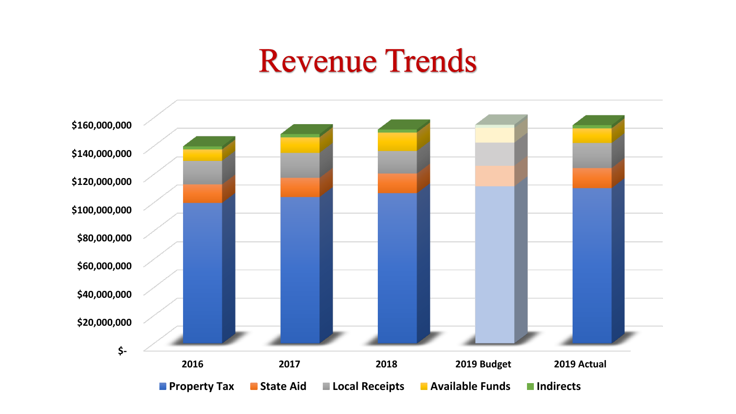# Revenue Trends

$160,000,000
$140,000,000
$120,000,000
$100,000,000
$80,000,000
$60,000,000
$40,000,000
$20,000,000
$-

2016 | 2017 | 2018 | 2019 Budget | 2019 Actual

Property Tax | State Aid | Local Receipts | Available Funds | Indirects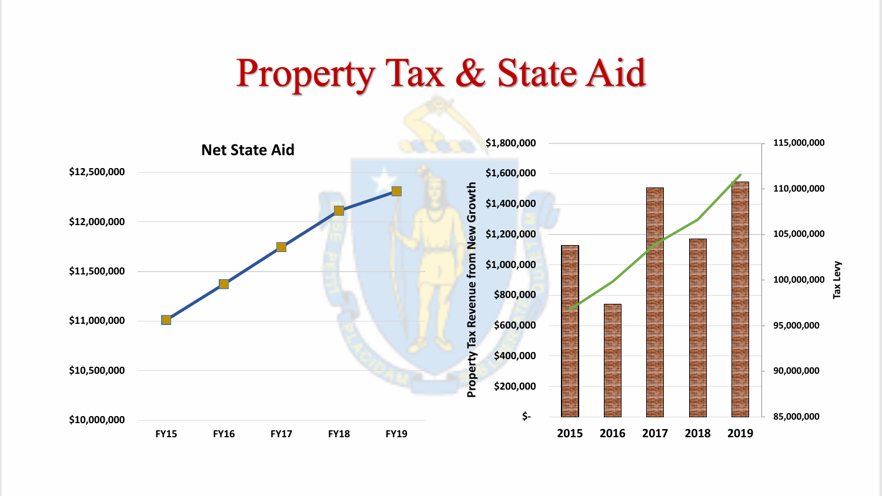# Property Tax & State Aid

**Net State Aid**

$12,500,000
$12,000,000
$11,500,000
$11,000,000
$10,500,000
$10,000,000

FY15 FY16 FY17 FY18 FY19

Property Tax Revenue from New Growth

$1,800,000
$1,600,000
$1,400,000
$1,200,000
$1,000,000
$800,000
$600,000
$400,000
$200,000
$-

2015 2016 2017 2018 2019

Tax Levy

115,000,000
110,000,000
105,000,000
100,000,000
95,000,000
90,000,000
85,000,000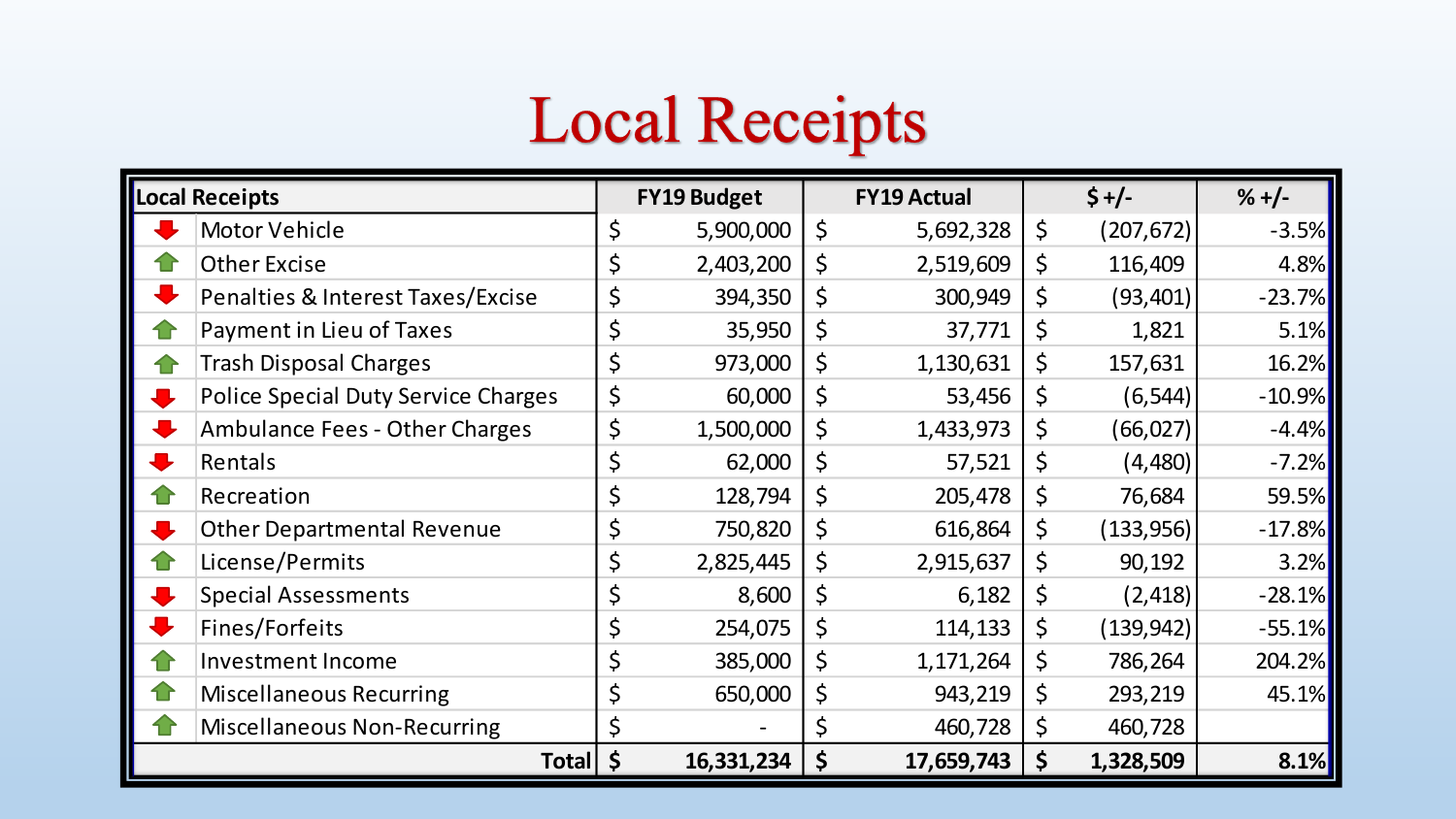# Local Receipts

| Local Receipts | FY19 Budget | FY19 Actual | $ +/- | % +/- |
|---|---|---|---|---|
| Motor Vehicle | $ 5,900,000 | $ 5,692,328 | $ (207,672) | -3.5% |
| Other Excise | $ 2,403,200 | $ 2,519,609 | $ 116,409 | 4.8% |
| Penalties & Interest Taxes/Excise | $ 394,350 | $ 300,949 | $ (93,401) | -23.7% |
| Payment in Lieu of Taxes | $ 35,950 | $ 37,771 | $ 1,821 | 5.1% |
| Trash Disposal Charges | $ 973,000 | $ 1,130,631 | $ 157,631 | 16.2% |
| Police Special Duty Service Charges | $ 60,000 | $ 53,456 | $ (6,544) | -10.9% |
| Ambulance Fees - Other Charges | $ 1,500,000 | $ 1,433,973 | $ (66,027) | -4.4% |
| Rentals | $ 62,000 | $ 57,521 | $ (4,480) | -7.2% |
| Recreation | $ 128,794 | $ 205,478 | $ 76,684 | 59.5% |
| Other Departmental Revenue | $ 750,820 | $ 616,864 | $ (133,956) | -17.8% |
| License/Permits | $ 2,825,445 | $ 2,915,637 | $ 90,192 | 3.2% |
| Special Assessments | $ 8,600 | $ 6,182 | $ (2,418) | -28.1% |
| Fines/Forfeits | $ 254,075 | $ 114,133 | $ (139,942) | -55.1% |
| Investment Income | $ 385,000 | $ 1,171,264 | $ 786,264 | 204.2% |
| Miscellaneous Recurring | $ 650,000 | $ 943,219 | $ 293,219 | 45.1% |
| Miscellaneous Non-Recurring | $ - | $ 460,728 | $ 460,728 | |
| **Total** | **$ 16,331,234** | **$ 17,659,743** | **$ 1,328,509** | **8.1%** |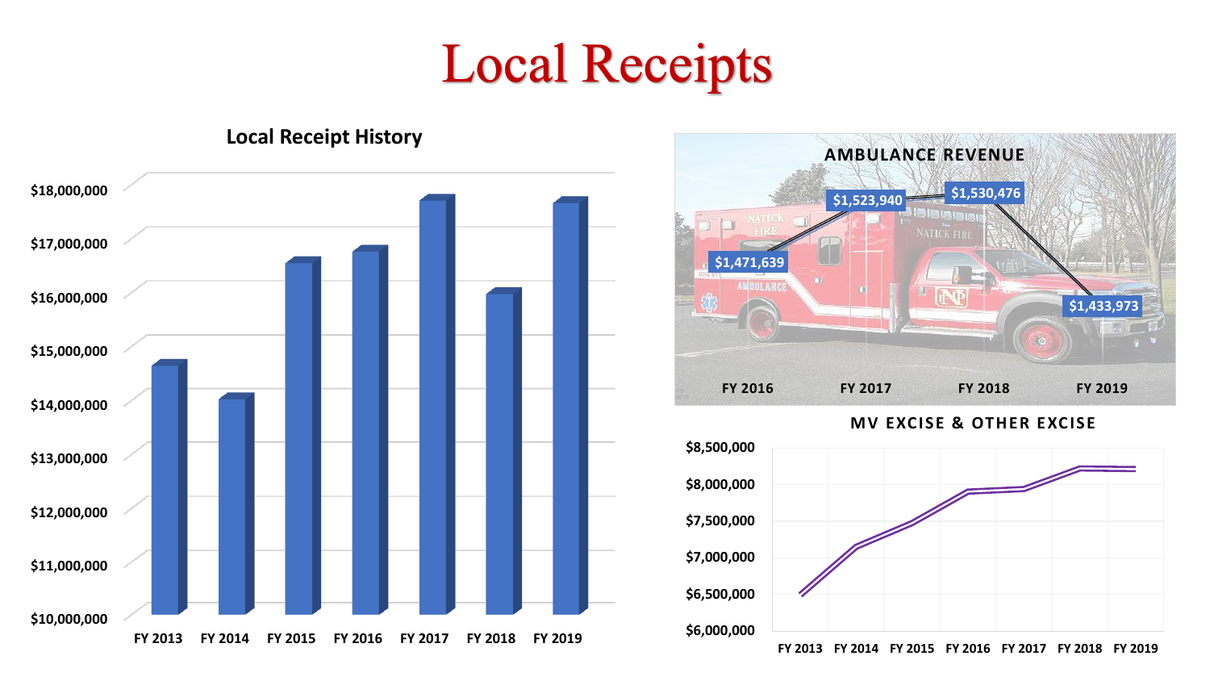# Local Receipts

## Local Receipt History

$18,000,000
$17,000,000
$16,000,000
$15,000,000
$14,000,000
$13,000,000
$12,000,000
$11,000,000
$10,000,000

FY 2013 FY 2014 FY 2015 FY 2016 FY 2017 FY 2018 FY 2019

## AMBULANCE REVENUE

| FY 2016 | FY 2017 | FY 2018 | FY 2019 |
|---|---|---|---|
| $1,471,639 | $1,523,940 | $1,530,476 | $1,433,973 |

## MV EXCISE & OTHER EXCISE

$8,500,000
$8,000,000
$7,500,000
$7,000,000
$6,500,000
$6,000,000

FY 2013 FY 2014 FY 2015 FY 2016 FY 2017 FY 2018 FY 2019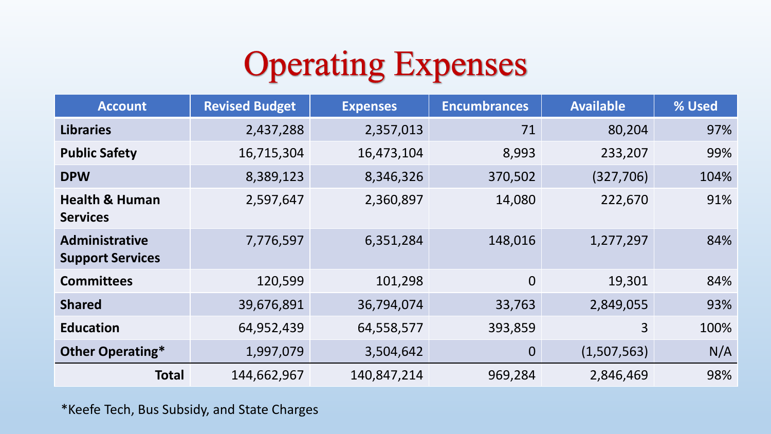# Operating Expenses

| Account | Revised Budget | Expenses | Encumbrances | Available | % Used |
|---|---|---|---|---|---|
| **Libraries** | 2,437,288 | 2,357,013 | 71 | 80,204 | 97% |
| **Public Safety** | 16,715,304 | 16,473,104 | 8,993 | 233,207 | 99% |
| **DPW** | 8,389,123 | 8,346,326 | 370,502 | (327,706) | 104% |
| **Health & Human Services** | 2,597,647 | 2,360,897 | 14,080 | 222,670 | 91% |
| **Administrative Support Services** | 7,776,597 | 6,351,284 | 148,016 | 1,277,297 | 84% |
| **Committees** | 120,599 | 101,298 | 0 | 19,301 | 84% |
| **Shared** | 39,676,891 | 36,794,074 | 33,763 | 2,849,055 | 93% |
| **Education** | 64,952,439 | 64,558,577 | 393,859 | 3 | 100% |
| **Other Operating*** | 1,997,079 | 3,504,642 | 0 | (1,507,563) | N/A |
| **Total** | 144,662,967 | 140,847,214 | 969,284 | 2,846,469 | 98% |

*Keefe Tech, Bus Subsidy, and State Charges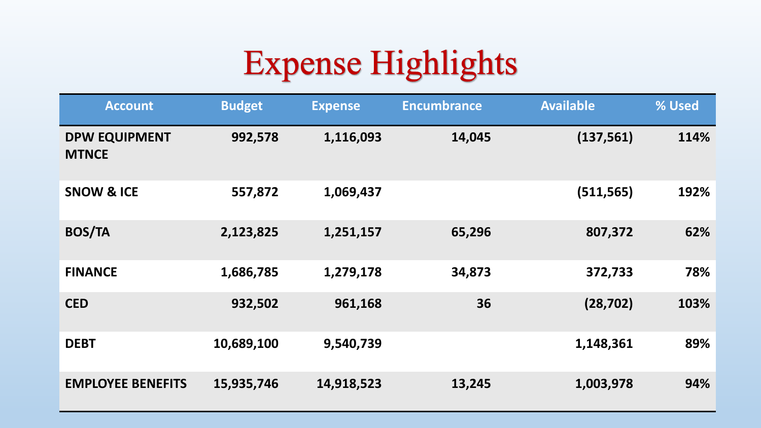# Expense Highlights

| Account | Budget | Expense | Encumbrance | Available | % Used |
|---|---|---|---|---|---|
| DPW EQUIPMENT MTNCE | 992,578 | 1,116,093 | 14,045 | (137,561) | 114% |
| SNOW & ICE | 557,872 | 1,069,437 | | (511,565) | 192% |
| BOS/TA | 2,123,825 | 1,251,157 | 65,296 | 807,372 | 62% |
| FINANCE | 1,686,785 | 1,279,178 | 34,873 | 372,733 | 78% |
| CED | 932,502 | 961,168 | 36 | (28,702) | 103% |
| DEBT | 10,689,100 | 9,540,739 | | 1,148,361 | 89% |
| EMPLOYEE BENEFITS | 15,935,746 | 14,918,523 | 13,245 | 1,003,978 | 94% |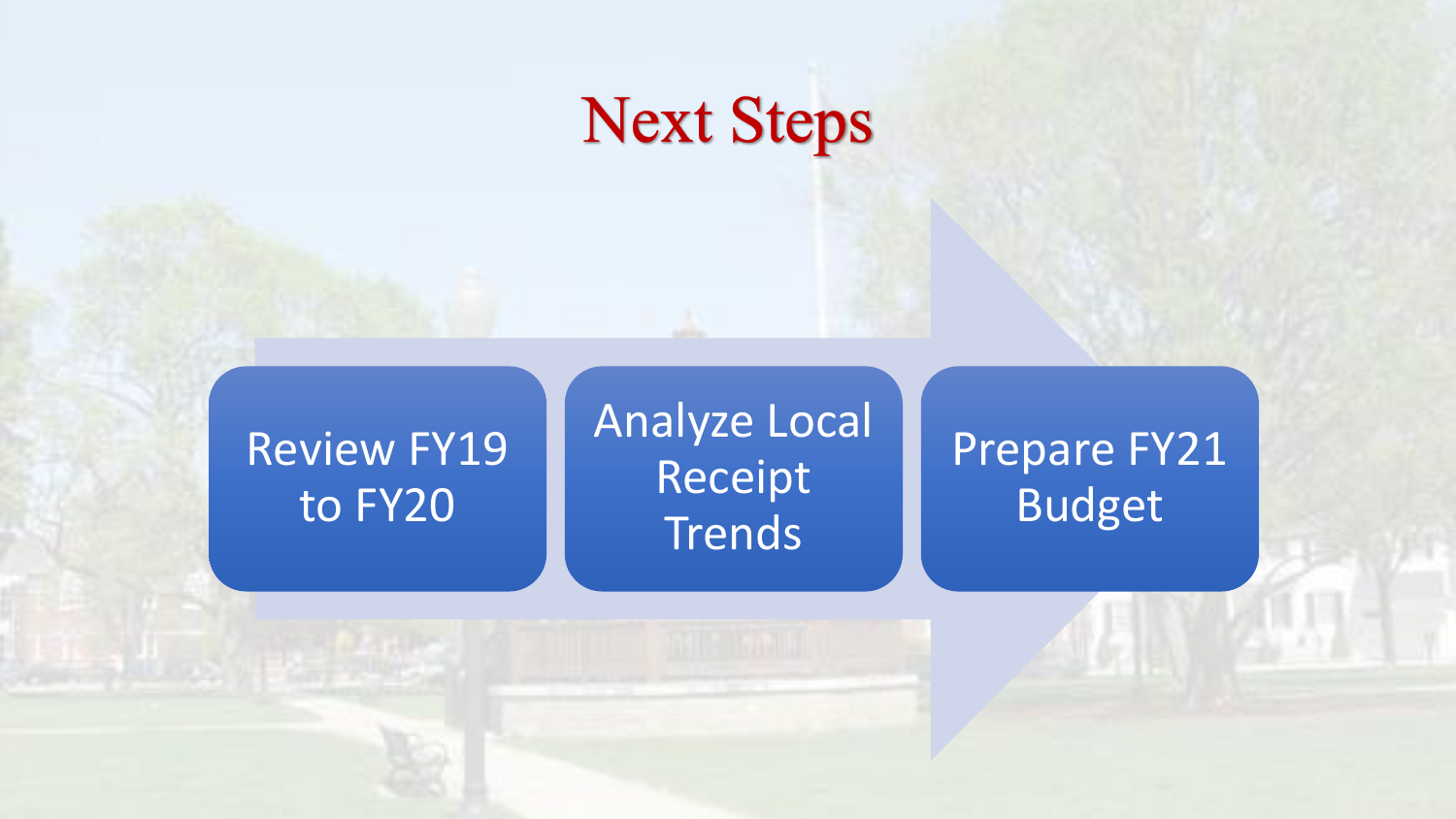# Next Steps

Review FY19 to FY20

Analyze Local Receipt Trends

Prepare FY21 Budget